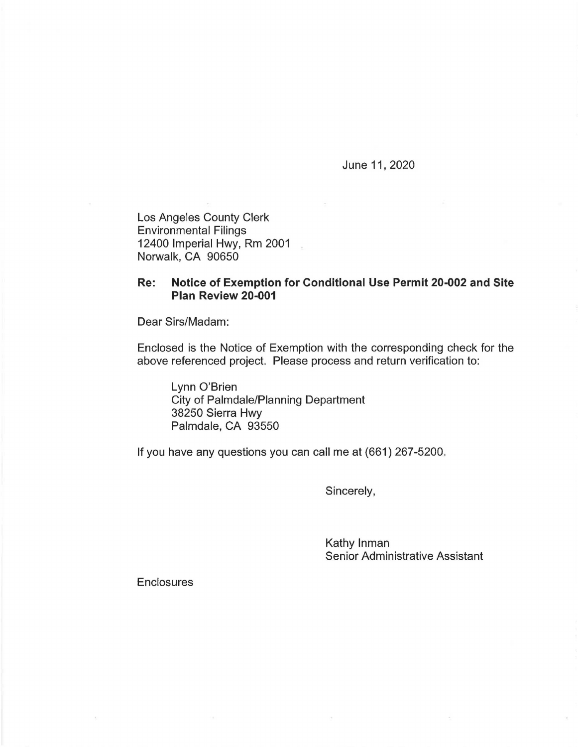June 11, 2020

Los Angeles County Clerk
Environmental Filings
12400 Imperial Hwy, Rm 2001
Norwalk, CA 90650

**Re: Notice of Exemption for Conditional Use Permit 20-002 and Site Plan Review 20-001**

Dear Sirs/Madam:

Enclosed is the Notice of Exemption with the corresponding check for the above referenced project. Please process and return verification to:

> Lynn O'Brien
> City of Palmdale/Planning Department
> 38250 Sierra Hwy
> Palmdale, CA 93550

If you have any questions you can call me at (661) 267-5200.

Sincerely,

Kathy Inman
Senior Administrative Assistant

Enclosures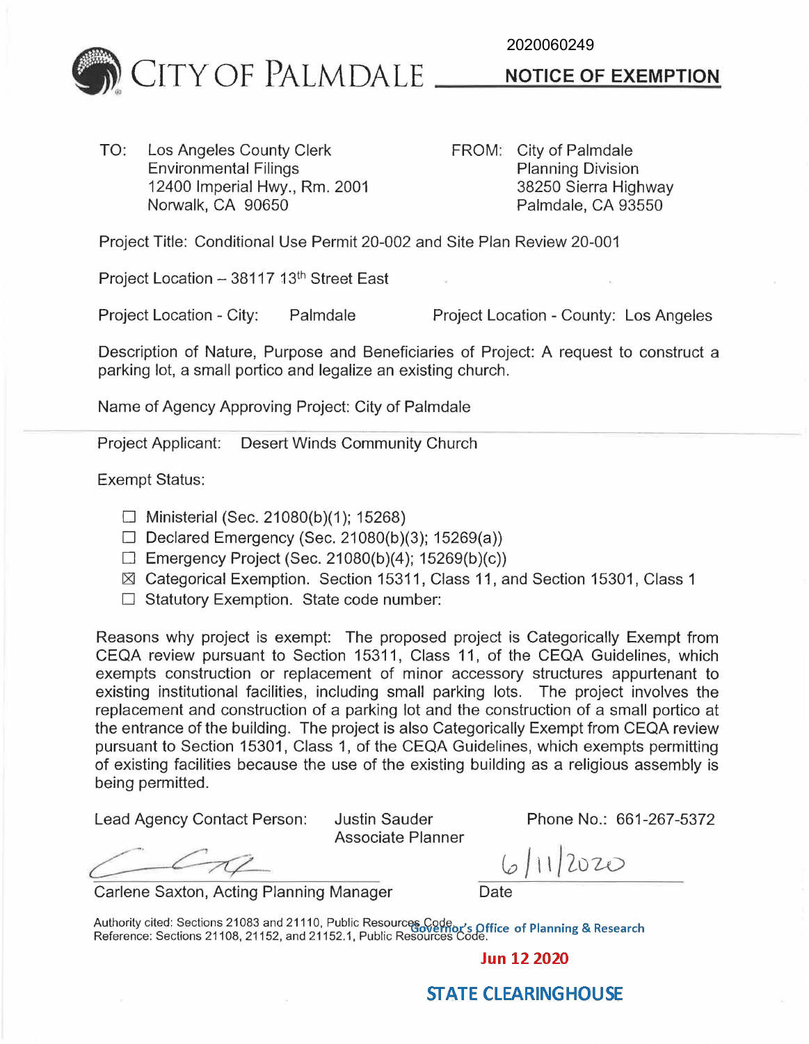2020060249

CITY OF PALMDALE **NOTICE OF EXEMPTION**

TO: Los Angeles County Clerk
Environmental Filings
12400 Imperial Hwy., Rm. 2001
Norwalk, CA 90650

FROM: City of Palmdale
Planning Division
38250 Sierra Highway
Palmdale, CA 93550

Project Title: Conditional Use Permit 20-002 and Site Plan Review 20-001

Project Location – 38117 13th Street East

Project Location - City: Palmdale Project Location - County: Los Angeles

Description of Nature, Purpose and Beneficiaries of Project: A request to construct a parking lot, a small portico and legalize an existing church.

Name of Agency Approving Project: City of Palmdale

Project Applicant: Desert Winds Community Church

Exempt Status:

- ☐ Ministerial (Sec. 21080(b)(1); 15268)
- ☐ Declared Emergency (Sec. 21080(b)(3); 15269(a))
- ☐ Emergency Project (Sec. 21080(b)(4); 15269(b)(c))
- ☒ Categorical Exemption. Section 15311, Class 11, and Section 15301, Class 1
- ☐ Statutory Exemption. State code number:

Reasons why project is exempt: The proposed project is Categorically Exempt from CEQA review pursuant to Section 15311, Class 11, of the CEQA Guidelines, which exempts construction or replacement of minor accessory structures appurtenant to existing institutional facilities, including small parking lots. The project involves the replacement and construction of a parking lot and the construction of a small portico at the entrance of the building. The project is also Categorically Exempt from CEQA review pursuant to Section 15301, Class 1, of the CEQA Guidelines, which exempts permitting of existing facilities because the use of the existing building as a religious assembly is being permitted.

Lead Agency Contact Person: Justin Sauder
Associate Planner

Phone No.: 661-267-5372

Carlene Saxton, Acting Planning Manager

6/11/2020
Date

Authority cited: Sections 21083 and 21110, Public Resources Code.
Reference: Sections 21108, 21152, and 21152.1, Public Resources Code.

Governor's Office of Planning & Research

Jun 12 2020

STATE CLEARINGHOUSE